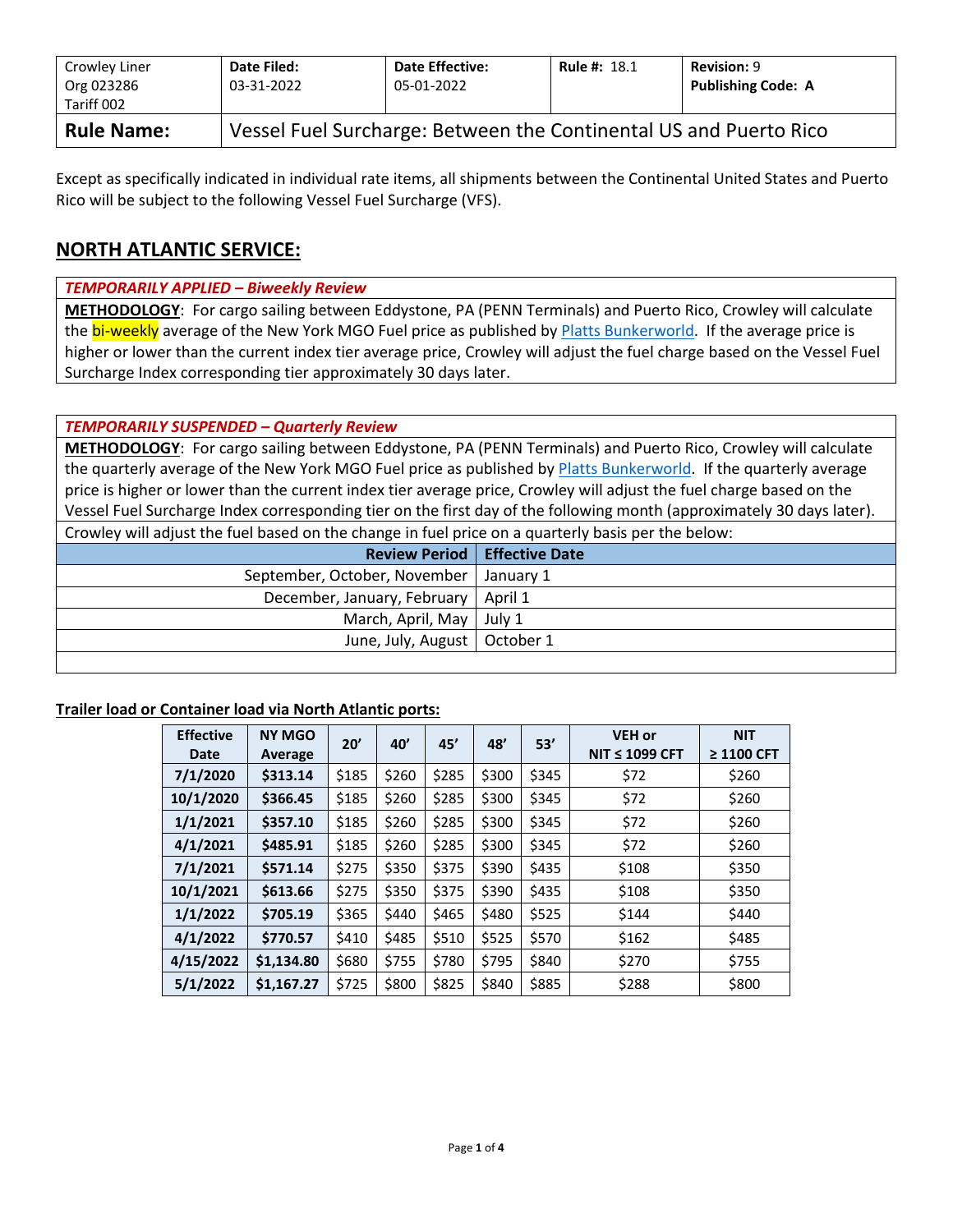| Crowley Liner Org 023286 Tariff 002 | **Date Filed:** 03-31-2022 | **Date Effective:** 05-01-2022 | **Rule #:** 18.1 | **Revision:** 9 **Publishing Code: A** |
|---|---|---|---|---|
| **Rule Name:** | Vessel Fuel Surcharge: Between the Continental US and Puerto Rico | | | |

Except as specifically indicated in individual rate items, all shipments between the Continental United States and Puerto Rico will be subject to the following Vessel Fuel Surcharge (VFS).

## NORTH ATLANTIC SERVICE:

***TEMPORARILY APPLIED – Biweekly Review***

**METHODOLOGY**: For cargo sailing between Eddystone, PA (PENN Terminals) and Puerto Rico, Crowley will calculate the bi-weekly average of the New York MGO Fuel price as published by Platts Bunkerworld. If the average price is higher or lower than the current index tier average price, Crowley will adjust the fuel charge based on the Vessel Fuel Surcharge Index corresponding tier approximately 30 days later.

***TEMPORARILY SUSPENDED – Quarterly Review***

**METHODOLOGY**: For cargo sailing between Eddystone, PA (PENN Terminals) and Puerto Rico, Crowley will calculate the quarterly average of the New York MGO Fuel price as published by Platts Bunkerworld. If the quarterly average price is higher or lower than the current index tier average price, Crowley will adjust the fuel charge based on the Vessel Fuel Surcharge Index corresponding tier on the first day of the following month (approximately 30 days later).

Crowley will adjust the fuel based on the change in fuel price on a quarterly basis per the below:

| Review Period | Effective Date |
|---|---|
| September, October, November | January 1 |
| December, January, February | April 1 |
| March, April, May | July 1 |
| June, July, August | October 1 |

**Trailer load or Container load via North Atlantic ports:**

| Effective Date | NY MGO Average | 20' | 40' | 45' | 48' | 53' | VEH or NIT ≤ 1099 CFT | NIT ≥ 1100 CFT |
|---|---|---|---|---|---|---|---|---|
| **7/1/2020** | **$313.14** | $185 | $260 | $285 | $300 | $345 | $72 | $260 |
| **10/1/2020** | **$366.45** | $185 | $260 | $285 | $300 | $345 | $72 | $260 |
| **1/1/2021** | **$357.10** | $185 | $260 | $285 | $300 | $345 | $72 | $260 |
| **4/1/2021** | **$485.91** | $185 | $260 | $285 | $300 | $345 | $72 | $260 |
| **7/1/2021** | **$571.14** | $275 | $350 | $375 | $390 | $435 | $108 | $350 |
| **10/1/2021** | **$613.66** | $275 | $350 | $375 | $390 | $435 | $108 | $350 |
| **1/1/2022** | **$705.19** | $365 | $440 | $465 | $480 | $525 | $144 | $440 |
| **4/1/2022** | **$770.57** | $410 | $485 | $510 | $525 | $570 | $162 | $485 |
| **4/15/2022** | **$1,134.80** | $680 | $755 | $780 | $795 | $840 | $270 | $755 |
| **5/1/2022** | **$1,167.27** | $725 | $800 | $825 | $840 | $885 | $288 | $800 |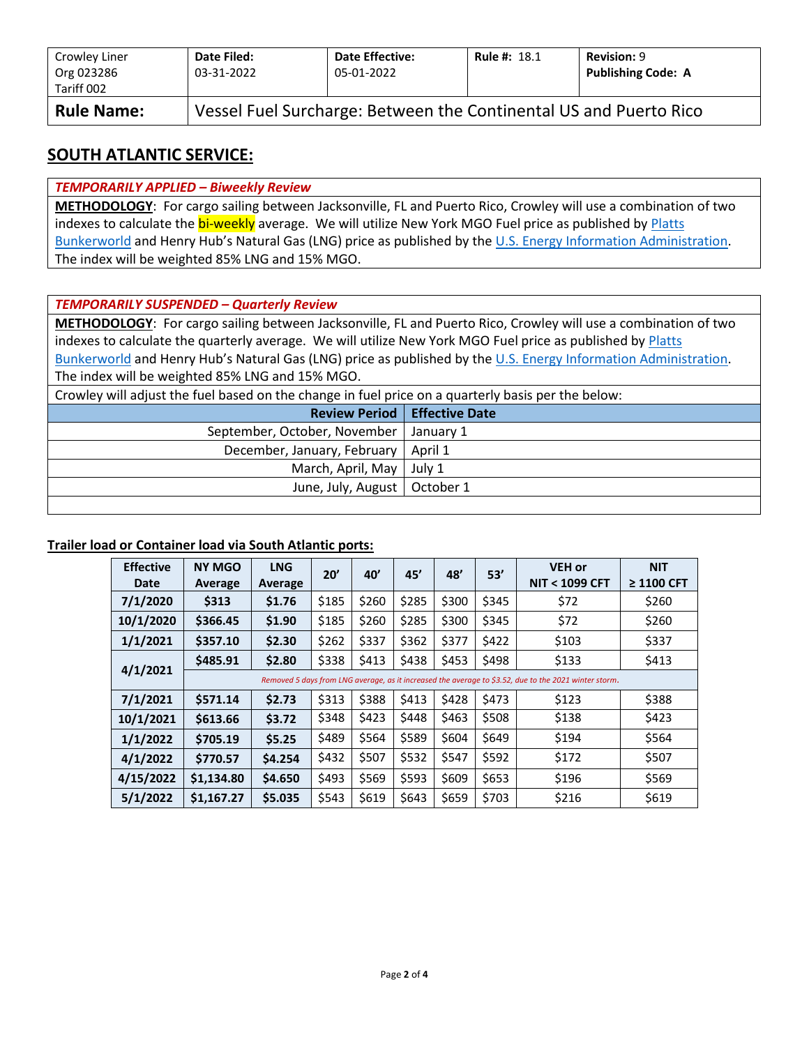| Crowley Liner<br>Org 023286<br>Tariff 002 | **Date Filed:**<br>03-31-2022 | **Date Effective:**<br>05-01-2022 | **Rule #:** 18.1 | **Revision:** 9<br>**Publishing Code: A** |
|---|---|---|---|---|
| **Rule Name:** | Vessel Fuel Surcharge: Between the Continental US and Puerto Rico | | | |

## SOUTH ATLANTIC SERVICE:

***TEMPORARILY APPLIED – Biweekly Review***

**METHODOLOGY**: For cargo sailing between Jacksonville, FL and Puerto Rico, Crowley will use a combination of two indexes to calculate the bi-weekly average. We will utilize New York MGO Fuel price as published by Platts Bunkerworld and Henry Hub's Natural Gas (LNG) price as published by the U.S. Energy Information Administration. The index will be weighted 85% LNG and 15% MGO.

***TEMPORARILY SUSPENDED – Quarterly Review***

**METHODOLOGY**: For cargo sailing between Jacksonville, FL and Puerto Rico, Crowley will use a combination of two indexes to calculate the quarterly average. We will utilize New York MGO Fuel price as published by Platts Bunkerworld and Henry Hub's Natural Gas (LNG) price as published by the U.S. Energy Information Administration. The index will be weighted 85% LNG and 15% MGO.

Crowley will adjust the fuel based on the change in fuel price on a quarterly basis per the below:

| Review Period | Effective Date |
|---|---|
| September, October, November | January 1 |
| December, January, February | April 1 |
| March, April, May | July 1 |
| June, July, August | October 1 |

**Trailer load or Container load via South Atlantic ports:**

| Effective Date | NY MGO Average | LNG Average | 20' | 40' | 45' | 48' | 53' | VEH or NIT < 1099 CFT | NIT ≥ 1100 CFT |
|---|---|---|---|---|---|---|---|---|---|
| **7/1/2020** | **$313** | **$1.76** | $185 | $260 | $285 | $300 | $345 | $72 | $260 |
| **10/1/2020** | **$366.45** | **$1.90** | $185 | $260 | $285 | $300 | $345 | $72 | $260 |
| **1/1/2021** | **$357.10** | **$2.30** | $262 | $337 | $362 | $377 | $422 | $103 | $337 |
| **4/1/2021** | **$485.91** | **$2.80** | $338 | $413 | $438 | $453 | $498 | $133 | $413 |
| | *Removed 5 days from LNG average, as it increased the average to $3.52, due to the 2021 winter storm.* | | | | | | | | |
| **7/1/2021** | **$571.14** | **$2.73** | $313 | $388 | $413 | $428 | $473 | $123 | $388 |
| **10/1/2021** | **$613.66** | **$3.72** | $348 | $423 | $448 | $463 | $508 | $138 | $423 |
| **1/1/2022** | **$705.19** | **$5.25** | $489 | $564 | $589 | $604 | $649 | $194 | $564 |
| **4/1/2022** | **$770.57** | **$4.254** | $432 | $507 | $532 | $547 | $592 | $172 | $507 |
| **4/15/2022** | **$1,134.80** | **$4.650** | $493 | $569 | $593 | $609 | $653 | $196 | $569 |
| **5/1/2022** | **$1,167.27** | **$5.035** | $543 | $619 | $643 | $659 | $703 | $216 | $619 |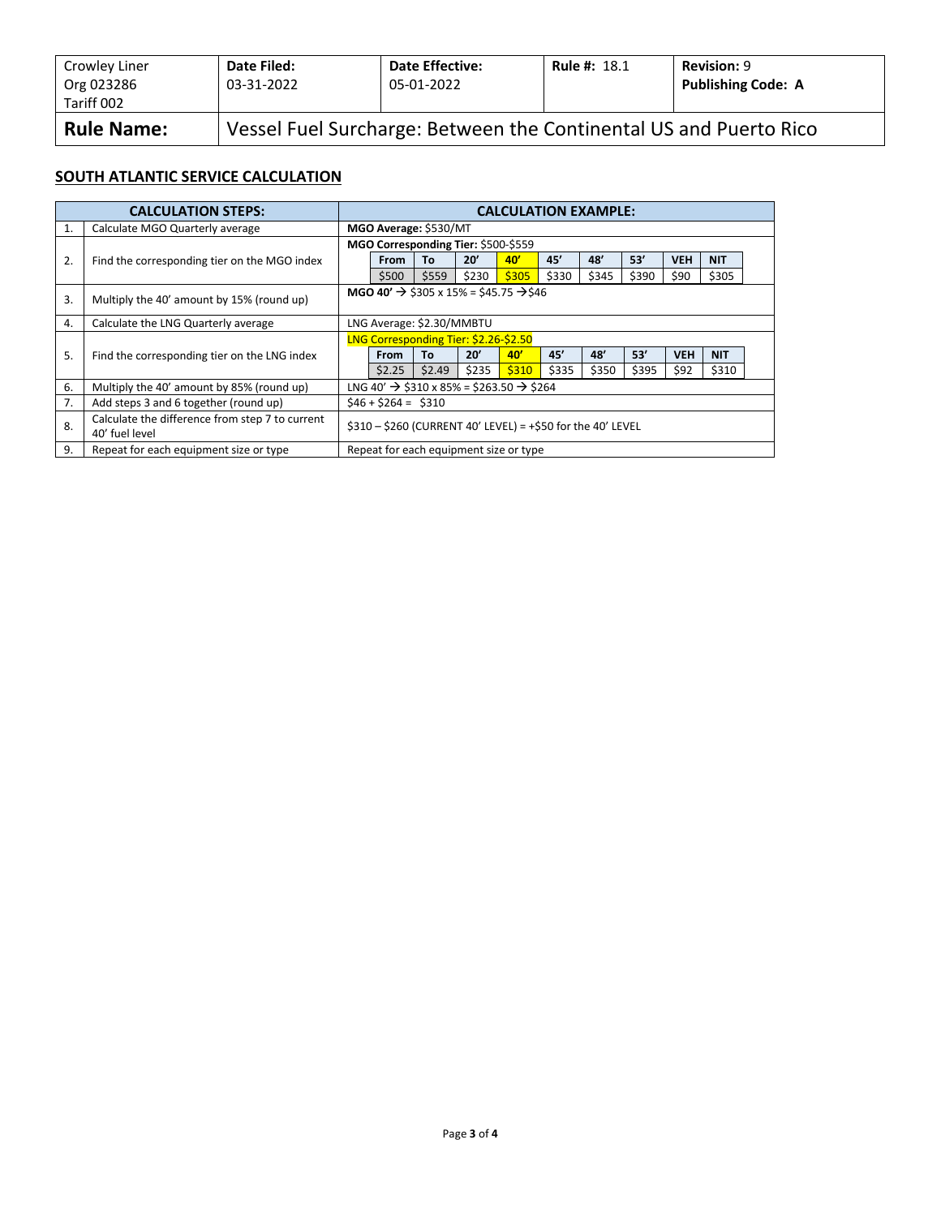| Crowley Liner Org 023286 Tariff 002 | **Date Filed:** 03-31-2022 | **Date Effective:** 05-01-2022 | **Rule #:** 18.1 | **Revision:** 9 **Publishing Code: A** |
|---|---|---|---|---|
| **Rule Name:** | Vessel Fuel Surcharge: Between the Continental US and Puerto Rico | | | |

## SOUTH ATLANTIC SERVICE CALCULATION

| | CALCULATION STEPS: | CALCULATION EXAMPLE: |
|---|---|---|
| 1. | Calculate MGO Quarterly average | **MGO Average:** \$530/MT |
| 2. | Find the corresponding tier on the MGO index | **MGO Corresponding Tier:** \$500-\$559 <br> **From:** \$500 · **To:** \$559 · **20'** \$230 · **40'** \$305 · **45'** \$330 · **48'** \$345 · **53'** \$390 · **VEH** \$90 · **NIT** \$305 |
| 3. | Multiply the 40' amount by 15% (round up) | **MGO 40'** → \$305 x 15% = \$45.75 →\$46 |
| 4. | Calculate the LNG Quarterly average | LNG Average: \$2.30/MMBTU |
| 5. | Find the corresponding tier on the LNG index | LNG Corresponding Tier: \$2.26-\$2.50 <br> **From:** \$2.25 · **To:** \$2.49 · **20'** \$235 · **40'** \$310 · **45'** \$335 · **48'** \$350 · **53'** \$395 · **VEH** \$92 · **NIT** \$310 |
| 6. | Multiply the 40' amount by 85% (round up) | LNG 40' → \$310 x 85% = \$263.50 → \$264 |
| 7. | Add steps 3 and 6 together (round up) | \$46 + \$264 = \$310 |
| 8. | Calculate the difference from step 7 to current 40' fuel level | \$310 – \$260 (CURRENT 40' LEVEL) = +\$50 for the 40' LEVEL |
| 9. | Repeat for each equipment size or type | Repeat for each equipment size or type |

**MGO index (step 2):**

| From | To | 20' | 40' | 45' | 48' | 53' | VEH | NIT |
|---|---|---|---|---|---|---|---|---|
| \$500 | \$559 | \$230 | \$305 | \$330 | \$345 | \$390 | \$90 | \$305 |

**LNG index (step 5):**

| From | To | 20' | 40' | 45' | 48' | 53' | VEH | NIT |
|---|---|---|---|---|---|---|---|---|
| \$2.25 | \$2.49 | \$235 | \$310 | \$335 | \$350 | \$395 | \$92 | \$310 |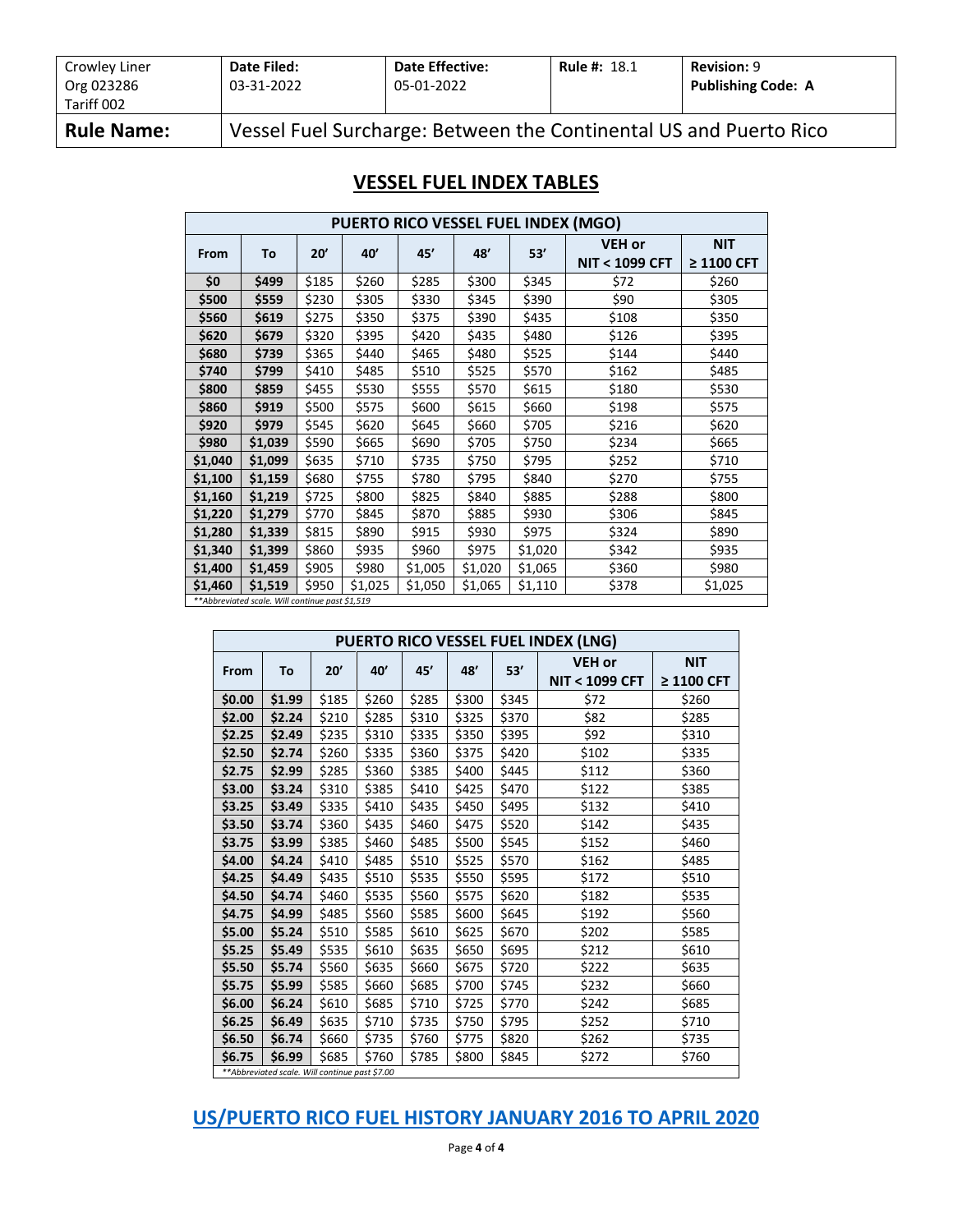| Crowley Liner Org 023286 Tariff 002 | Date Filed: 03-31-2022 | Date Effective: 05-01-2022 | Rule #: 18.1 | Revision: 9 Publishing Code: A |
|---|---|---|---|---|
| **Rule Name:** | Vessel Fuel Surcharge: Between the Continental US and Puerto Rico | | | |

## VESSEL FUEL INDEX TABLES

| PUERTO RICO VESSEL FUEL INDEX (MGO) | | | | | | | | |
|---|---|---|---|---|---|---|---|---|
| **From** | **To** | **20′** | **40′** | **45′** | **48′** | **53′** | **VEH or NIT < 1099 CFT** | **NIT ≥ 1100 CFT** |
| **$0** | **$499** | $185 | $260 | $285 | $300 | $345 | $72 | $260 |
| **$500** | **$559** | $230 | $305 | $330 | $345 | $390 | $90 | $305 |
| **$560** | **$619** | $275 | $350 | $375 | $390 | $435 | $108 | $350 |
| **$620** | **$679** | $320 | $395 | $420 | $435 | $480 | $126 | $395 |
| **$680** | **$739** | $365 | $440 | $465 | $480 | $525 | $144 | $440 |
| **$740** | **$799** | $410 | $485 | $510 | $525 | $570 | $162 | $485 |
| **$800** | **$859** | $455 | $530 | $555 | $570 | $615 | $180 | $530 |
| **$860** | **$919** | $500 | $575 | $600 | $615 | $660 | $198 | $575 |
| **$920** | **$979** | $545 | $620 | $645 | $660 | $705 | $216 | $620 |
| **$980** | **$1,039** | $590 | $665 | $690 | $705 | $750 | $234 | $665 |
| **$1,040** | **$1,099** | $635 | $710 | $735 | $750 | $795 | $252 | $710 |
| **$1,100** | **$1,159** | $680 | $755 | $780 | $795 | $840 | $270 | $755 |
| **$1,160** | **$1,219** | $725 | $800 | $825 | $840 | $885 | $288 | $800 |
| **$1,220** | **$1,279** | $770 | $845 | $870 | $885 | $930 | $306 | $845 |
| **$1,280** | **$1,339** | $815 | $890 | $915 | $930 | $975 | $324 | $890 |
| **$1,340** | **$1,399** | $860 | $935 | $960 | $975 | $1,020 | $342 | $935 |
| **$1,400** | **$1,459** | $905 | $980 | $1,005 | $1,020 | $1,065 | $360 | $980 |
| **$1,460** | **$1,519** | $950 | $1,025 | $1,050 | $1,065 | $1,110 | $378 | $1,025 |

*\*\*Abbreviated scale. Will continue past $1,519*

| PUERTO RICO VESSEL FUEL INDEX (LNG) | | | | | | | | |
|---|---|---|---|---|---|---|---|---|
| **From** | **To** | **20′** | **40′** | **45′** | **48′** | **53′** | **VEH or NIT < 1099 CFT** | **NIT ≥ 1100 CFT** |
| **$0.00** | **$1.99** | $185 | $260 | $285 | $300 | $345 | $72 | $260 |
| **$2.00** | **$2.24** | $210 | $285 | $310 | $325 | $370 | $82 | $285 |
| **$2.25** | **$2.49** | $235 | $310 | $335 | $350 | $395 | $92 | $310 |
| **$2.50** | **$2.74** | $260 | $335 | $360 | $375 | $420 | $102 | $335 |
| **$2.75** | **$2.99** | $285 | $360 | $385 | $400 | $445 | $112 | $360 |
| **$3.00** | **$3.24** | $310 | $385 | $410 | $425 | $470 | $122 | $385 |
| **$3.25** | **$3.49** | $335 | $410 | $435 | $450 | $495 | $132 | $410 |
| **$3.50** | **$3.74** | $360 | $435 | $460 | $475 | $520 | $142 | $435 |
| **$3.75** | **$3.99** | $385 | $460 | $485 | $500 | $545 | $152 | $460 |
| **$4.00** | **$4.24** | $410 | $485 | $510 | $525 | $570 | $162 | $485 |
| **$4.25** | **$4.49** | $435 | $510 | $535 | $550 | $595 | $172 | $510 |
| **$4.50** | **$4.74** | $460 | $535 | $560 | $575 | $620 | $182 | $535 |
| **$4.75** | **$4.99** | $485 | $560 | $585 | $600 | $645 | $192 | $560 |
| **$5.00** | **$5.24** | $510 | $585 | $610 | $625 | $670 | $202 | $585 |
| **$5.25** | **$5.49** | $535 | $610 | $635 | $650 | $695 | $212 | $610 |
| **$5.50** | **$5.74** | $560 | $635 | $660 | $675 | $720 | $222 | $635 |
| **$5.75** | **$5.99** | $585 | $660 | $685 | $700 | $745 | $232 | $660 |
| **$6.00** | **$6.24** | $610 | $685 | $710 | $725 | $770 | $242 | $685 |
| **$6.25** | **$6.49** | $635 | $710 | $735 | $750 | $795 | $252 | $710 |
| **$6.50** | **$6.74** | $660 | $735 | $760 | $775 | $820 | $262 | $735 |
| **$6.75** | **$6.99** | $685 | $760 | $785 | $800 | $845 | $272 | $760 |

*\*\*Abbreviated scale. Will continue past $7.00*

## US/PUERTO RICO FUEL HISTORY JANUARY 2016 TO APRIL 2020